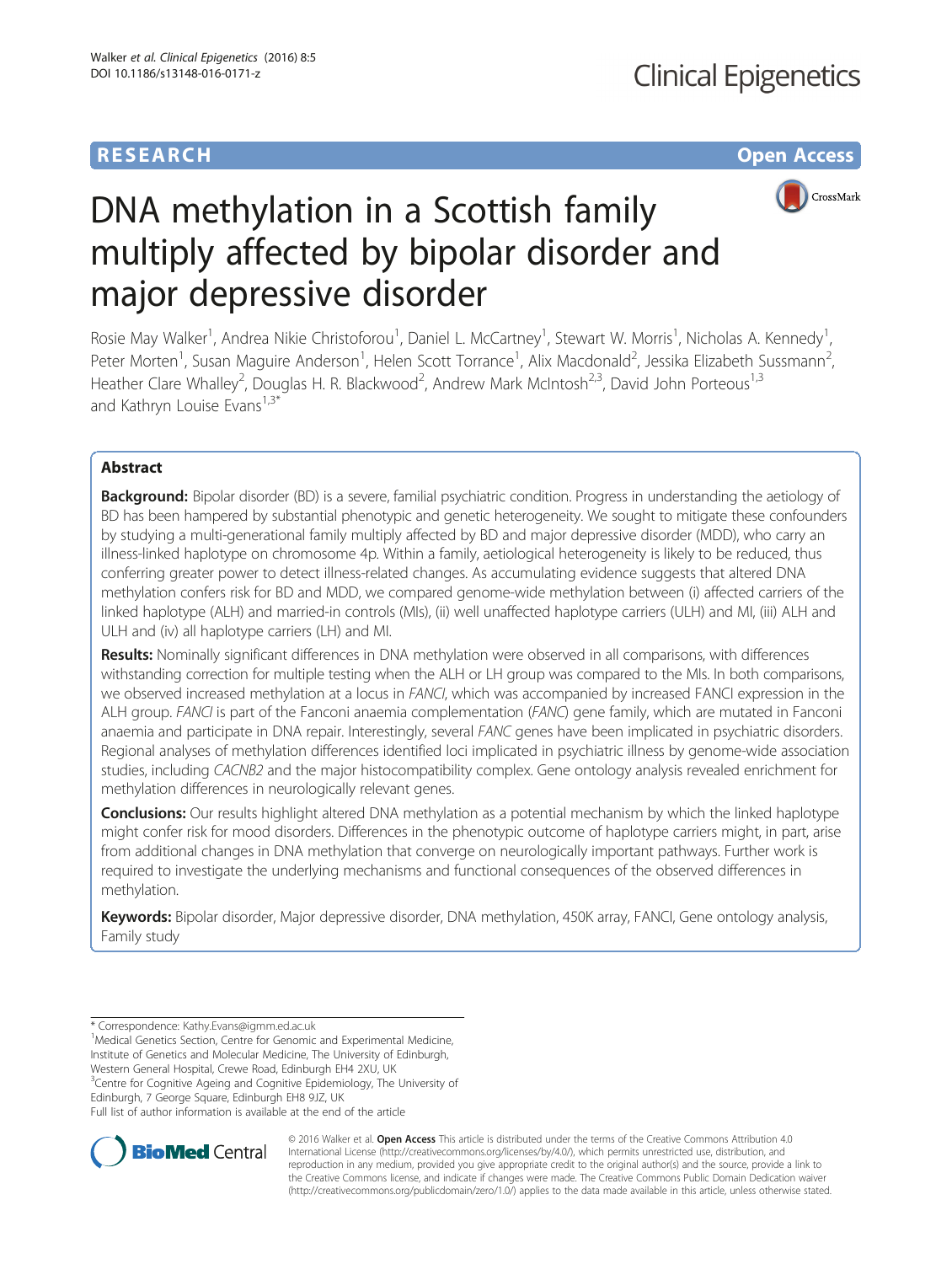RESEARCH Open Access

# DNA methylation in a Scottish family multiply affected by bipolar disorder and major depressive disorder

Rosie May Walker[1], Andrea Nikie Christoforou[1], Daniel L. McCartney[1], Stewart W. Morris[1], Nicholas A. Kennedy[1], Peter Morten[1], Susan Maguire Anderson[1], Helen Scott Torrance[1], Alix Macdonald[2], Jessika Elizabeth Sussmann[2], Heather Clare Whalley[2], Douglas H. R. Blackwood[2], Andrew Mark McIntosh[2,3], David John Porteous[1,3] and Kathryn Louise Evans[1,3*]

## Abstract

**Background:** Bipolar disorder (BD) is a severe, familial psychiatric condition. Progress in understanding the aetiology of BD has been hampered by substantial phenotypic and genetic heterogeneity. We sought to mitigate these confounders by studying a multi-generational family multiply affected by BD and major depressive disorder (MDD), who carry an illness-linked haplotype on chromosome 4p. Within a family, aetiological heterogeneity is likely to be reduced, thus conferring greater power to detect illness-related changes. As accumulating evidence suggests that altered DNA methylation confers risk for BD and MDD, we compared genome-wide methylation between (i) affected carriers of the linked haplotype (ALH) and married-in controls (MIs), (ii) well unaffected haplotype carriers (ULH) and MI, (iii) ALH and ULH and (iv) all haplotype carriers (LH) and MI.

**Results:** Nominally significant differences in DNA methylation were observed in all comparisons, with differences withstanding correction for multiple testing when the ALH or LH group was compared to the MIs. In both comparisons, we observed increased methylation at a locus in *FANCI*, which was accompanied by increased FANCI expression in the ALH group. *FANCI* is part of the Fanconi anaemia complementation (*FANC*) gene family, which are mutated in Fanconi anaemia and participate in DNA repair. Interestingly, several *FANC* genes have been implicated in psychiatric disorders. Regional analyses of methylation differences identified loci implicated in psychiatric illness by genome-wide association studies, including *CACNB2* and the major histocompatibility complex. Gene ontology analysis revealed enrichment for methylation differences in neurologically relevant genes.

**Conclusions:** Our results highlight altered DNA methylation as a potential mechanism by which the linked haplotype might confer risk for mood disorders. Differences in the phenotypic outcome of haplotype carriers might, in part, arise from additional changes in DNA methylation that converge on neurologically important pathways. Further work is required to investigate the underlying mechanisms and functional consequences of the observed differences in methylation.

**Keywords:** Bipolar disorder, Major depressive disorder, DNA methylation, 450K array, FANCI, Gene ontology analysis, Family study

---

\* Correspondence: Kathy.Evans@igmm.ed.ac.uk

[1]Medical Genetics Section, Centre for Genomic and Experimental Medicine, Institute of Genetics and Molecular Medicine, The University of Edinburgh, Western General Hospital, Crewe Road, Edinburgh EH4 2XU, UK

[3]Centre for Cognitive Ageing and Cognitive Epidemiology, The University of Edinburgh, 7 George Square, Edinburgh EH8 9JZ, UK

Full list of author information is available at the end of the article

© 2016 Walker et al. **Open Access** This article is distributed under the terms of the Creative Commons Attribution 4.0 International License (http://creativecommons.org/licenses/by/4.0/), which permits unrestricted use, distribution, and reproduction in any medium, provided you give appropriate credit to the original author(s) and the source, provide a link to the Creative Commons license, and indicate if changes were made. The Creative Commons Public Domain Dedication waiver (http://creativecommons.org/publicdomain/zero/1.0/) applies to the data made available in this article, unless otherwise stated.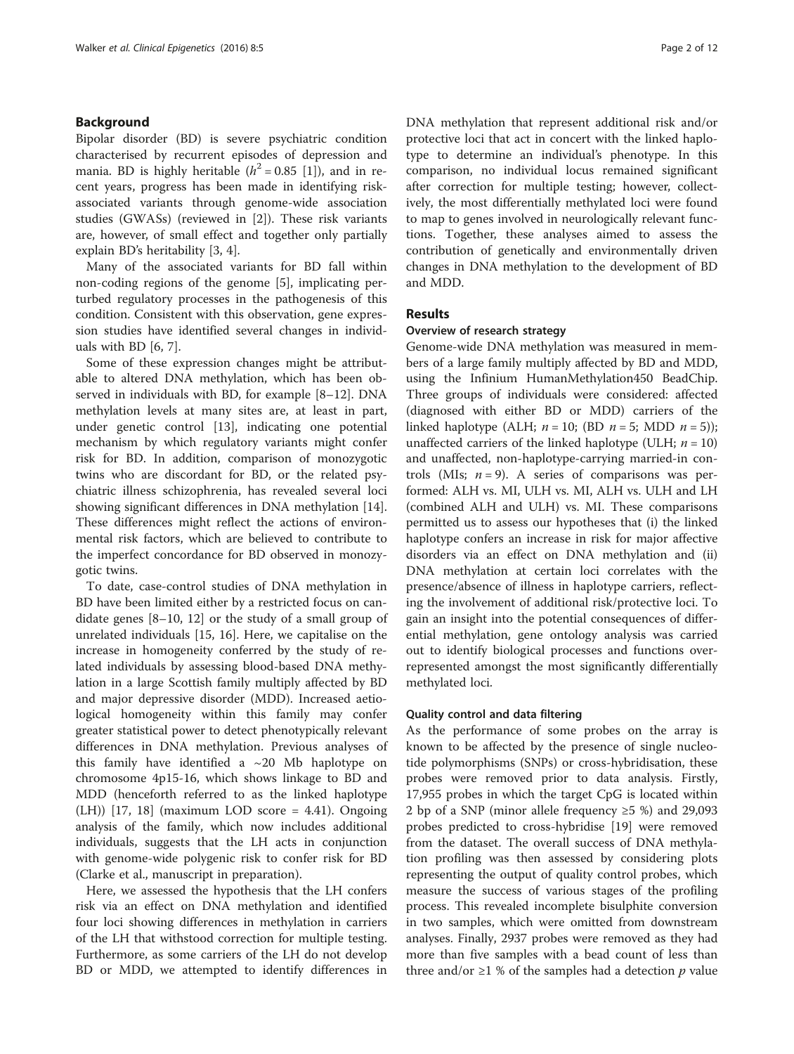## Background

Bipolar disorder (BD) is severe psychiatric condition characterised by recurrent episodes of depression and mania. BD is highly heritable ($h^2 = 0.85$ [1]), and in recent years, progress has been made in identifying risk-associated variants through genome-wide association studies (GWASs) (reviewed in [2]). These risk variants are, however, of small effect and together only partially explain BD's heritability [3, 4].

Many of the associated variants for BD fall within non-coding regions of the genome [5], implicating perturbed regulatory processes in the pathogenesis of this condition. Consistent with this observation, gene expression studies have identified several changes in individuals with BD [6, 7].

Some of these expression changes might be attributable to altered DNA methylation, which has been observed in individuals with BD, for example [8–12]. DNA methylation levels at many sites are, at least in part, under genetic control [13], indicating one potential mechanism by which regulatory variants might confer risk for BD. In addition, comparison of monozygotic twins who are discordant for BD, or the related psychiatric illness schizophrenia, has revealed several loci showing significant differences in DNA methylation [14]. These differences might reflect the actions of environmental risk factors, which are believed to contribute to the imperfect concordance for BD observed in monozygotic twins.

To date, case-control studies of DNA methylation in BD have been limited either by a restricted focus on candidate genes [8–10, 12] or the study of a small group of unrelated individuals [15, 16]. Here, we capitalise on the increase in homogeneity conferred by the study of related individuals by assessing blood-based DNA methylation in a large Scottish family multiply affected by BD and major depressive disorder (MDD). Increased aetiological homogeneity within this family may confer greater statistical power to detect phenotypically relevant differences in DNA methylation. Previous analyses of this family have identified a ~20 Mb haplotype on chromosome 4p15-16, which shows linkage to BD and MDD (henceforth referred to as the linked haplotype (LH)) [17, 18] (maximum LOD score = 4.41). Ongoing analysis of the family, which now includes additional individuals, suggests that the LH acts in conjunction with genome-wide polygenic risk to confer risk for BD (Clarke et al., manuscript in preparation).

Here, we assessed the hypothesis that the LH confers risk via an effect on DNA methylation and identified four loci showing differences in methylation in carriers of the LH that withstood correction for multiple testing. Furthermore, as some carriers of the LH do not develop BD or MDD, we attempted to identify differences in DNA methylation that represent additional risk and/or protective loci that act in concert with the linked haplotype to determine an individual's phenotype. In this comparison, no individual locus remained significant after correction for multiple testing; however, collectively, the most differentially methylated loci were found to map to genes involved in neurologically relevant functions. Together, these analyses aimed to assess the contribution of genetically and environmentally driven changes in DNA methylation to the development of BD and MDD.

## Results

### Overview of research strategy

Genome-wide DNA methylation was measured in members of a large family multiply affected by BD and MDD, using the Infinium HumanMethylation450 BeadChip. Three groups of individuals were considered: affected (diagnosed with either BD or MDD) carriers of the linked haplotype (ALH; $n = 10$; (BD $n = 5$; MDD $n = 5$)); unaffected carriers of the linked haplotype (ULH; $n = 10$) and unaffected, non-haplotype-carrying married-in controls (MIs; $n = 9$). A series of comparisons was performed: ALH vs. MI, ULH vs. MI, ALH vs. ULH and LH (combined ALH and ULH) vs. MI. These comparisons permitted us to assess our hypotheses that (i) the linked haplotype confers an increase in risk for major affective disorders via an effect on DNA methylation and (ii) DNA methylation at certain loci correlates with the presence/absence of illness in haplotype carriers, reflecting the involvement of additional risk/protective loci. To gain an insight into the potential consequences of differential methylation, gene ontology analysis was carried out to identify biological processes and functions overrepresented amongst the most significantly differentially methylated loci.

### Quality control and data filtering

As the performance of some probes on the array is known to be affected by the presence of single nucleotide polymorphisms (SNPs) or cross-hybridisation, these probes were removed prior to data analysis. Firstly, 17,955 probes in which the target CpG is located within 2 bp of a SNP (minor allele frequency ≥5 %) and 29,093 probes predicted to cross-hybridise [19] were removed from the dataset. The overall success of DNA methylation profiling was then assessed by considering plots representing the output of quality control probes, which measure the success of various stages of the profiling process. This revealed incomplete bisulphite conversion in two samples, which were omitted from downstream analyses. Finally, 2937 probes were removed as they had more than five samples with a bead count of less than three and/or ≥1 % of the samples had a detection $p$ value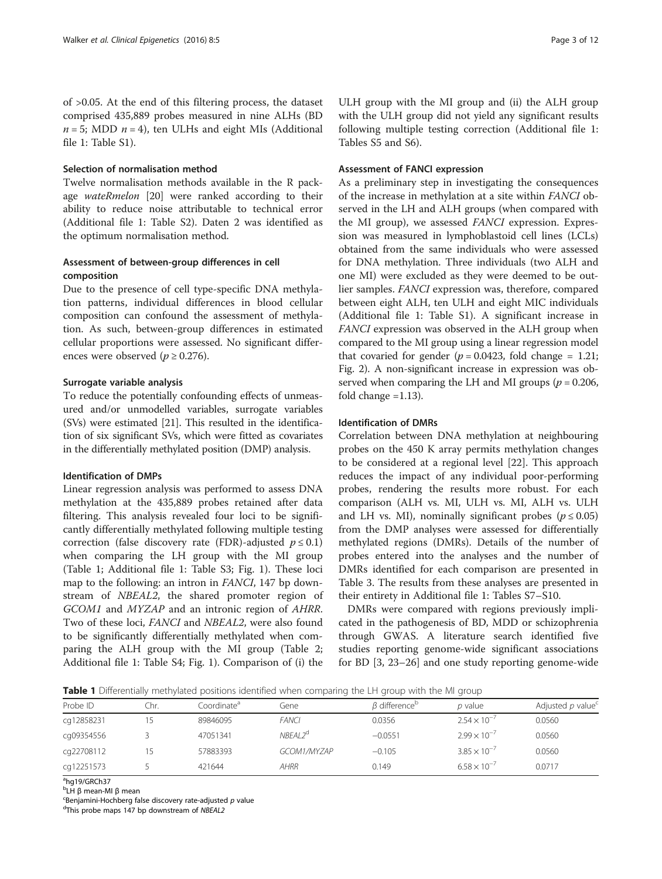of >0.05. At the end of this filtering process, the dataset comprised 435,889 probes measured in nine ALHs (BD $n = 5$; MDD $n = 4$), ten ULHs and eight MIs (Additional file 1: Table S1).

### Selection of normalisation method

Twelve normalisation methods available in the R package *wateRmelon* [20] were ranked according to their ability to reduce noise attributable to technical error (Additional file 1: Table S2). Daten 2 was identified as the optimum normalisation method.

### Assessment of between-group differences in cell composition

Due to the presence of cell type-specific DNA methylation patterns, individual differences in blood cellular composition can confound the assessment of methylation. As such, between-group differences in estimated cellular proportions were assessed. No significant differences were observed ($p \geq 0.276$).

### Surrogate variable analysis

To reduce the potentially confounding effects of unmeasured and/or unmodelled variables, surrogate variables (SVs) were estimated [21]. This resulted in the identification of six significant SVs, which were fitted as covariates in the differentially methylated position (DMP) analysis.

### Identification of DMPs

Linear regression analysis was performed to assess DNA methylation at the 435,889 probes retained after data filtering. This analysis revealed four loci to be significantly differentially methylated following multiple testing correction (false discovery rate (FDR)-adjusted $p \leq 0.1$) when comparing the LH group with the MI group (Table 1; Additional file 1: Table S3; Fig. 1). These loci map to the following: an intron in *FANCI*, 147 bp downstream of *NBEAL2*, the shared promoter region of *GCOM1* and *MYZAP* and an intronic region of *AHRR*. Two of these loci, *FANCI* and *NBEAL2*, were also found to be significantly differentially methylated when comparing the ALH group with the MI group (Table 2; Additional file 1: Table S4; Fig. 1). Comparison of (i) the ULH group with the MI group and (ii) the ALH group with the ULH group did not yield any significant results following multiple testing correction (Additional file 1: Tables S5 and S6).

### Assessment of FANCI expression

As a preliminary step in investigating the consequences of the increase in methylation at a site within *FANCI* observed in the LH and ALH groups (when compared with the MI group), we assessed *FANCI* expression. Expression was measured in lymphoblastoid cell lines (LCLs) obtained from the same individuals who were assessed for DNA methylation. Three individuals (two ALH and one MI) were excluded as they were deemed to be outlier samples. *FANCI* expression was, therefore, compared between eight ALH, ten ULH and eight MIC individuals (Additional file 1: Table S1). A significant increase in *FANCI* expression was observed in the ALH group when compared to the MI group using a linear regression model that covaried for gender ($p = 0.0423$, fold change = 1.21; Fig. 2). A non-significant increase in expression was observed when comparing the LH and MI groups ($p = 0.206$, fold change =1.13).

### Identification of DMRs

Correlation between DNA methylation at neighbouring probes on the 450 K array permits methylation changes to be considered at a regional level [22]. This approach reduces the impact of any individual poor-performing probes, rendering the results more robust. For each comparison (ALH vs. MI, ULH vs. MI, ALH vs. ULH and LH vs. MI), nominally significant probes ($p \leq 0.05$) from the DMP analyses were assessed for differentially methylated regions (DMRs). Details of the number of probes entered into the analyses and the number of DMRs identified for each comparison are presented in Table 3. The results from these analyses are presented in their entirety in Additional file 1: Tables S7–S10.

DMRs were compared with regions previously implicated in the pathogenesis of BD, MDD or schizophrenia through GWAS. A literature search identified five studies reporting genome-wide significant associations for BD [3, 23–26] and one study reporting genome-wide

**Table 1** Differentially methylated positions identified when comparing the LH group with the MI group

| Probe ID | Chr. | Coordinate[a] | Gene | $\beta$ difference[b] | $p$ value | Adjusted $p$ value[c] |
|---|---|---|---|---|---|---|
| cg12858231 | 15 | 89846095 | *FANCI* | 0.0356 | $2.54 \times 10^{-7}$ | 0.0560 |
| cg09354556 | 3 | 47051341 | *NBEAL2*[d] | −0.0551 | $2.99 \times 10^{-7}$ | 0.0560 |
| cg22708112 | 15 | 57883393 | *GCOM1/MYZAP* | −0.105 | $3.85 \times 10^{-7}$ | 0.0560 |
| cg12251573 | 5 | 421644 | *AHRR* | 0.149 | $6.58 \times 10^{-7}$ | 0.0717 |

[a]hg19/GRCh37
[b]LH β mean-MI β mean
[c]Benjamini-Hochberg false discovery rate-adjusted $p$ value
[d]This probe maps 147 bp downstream of *NBEAL2*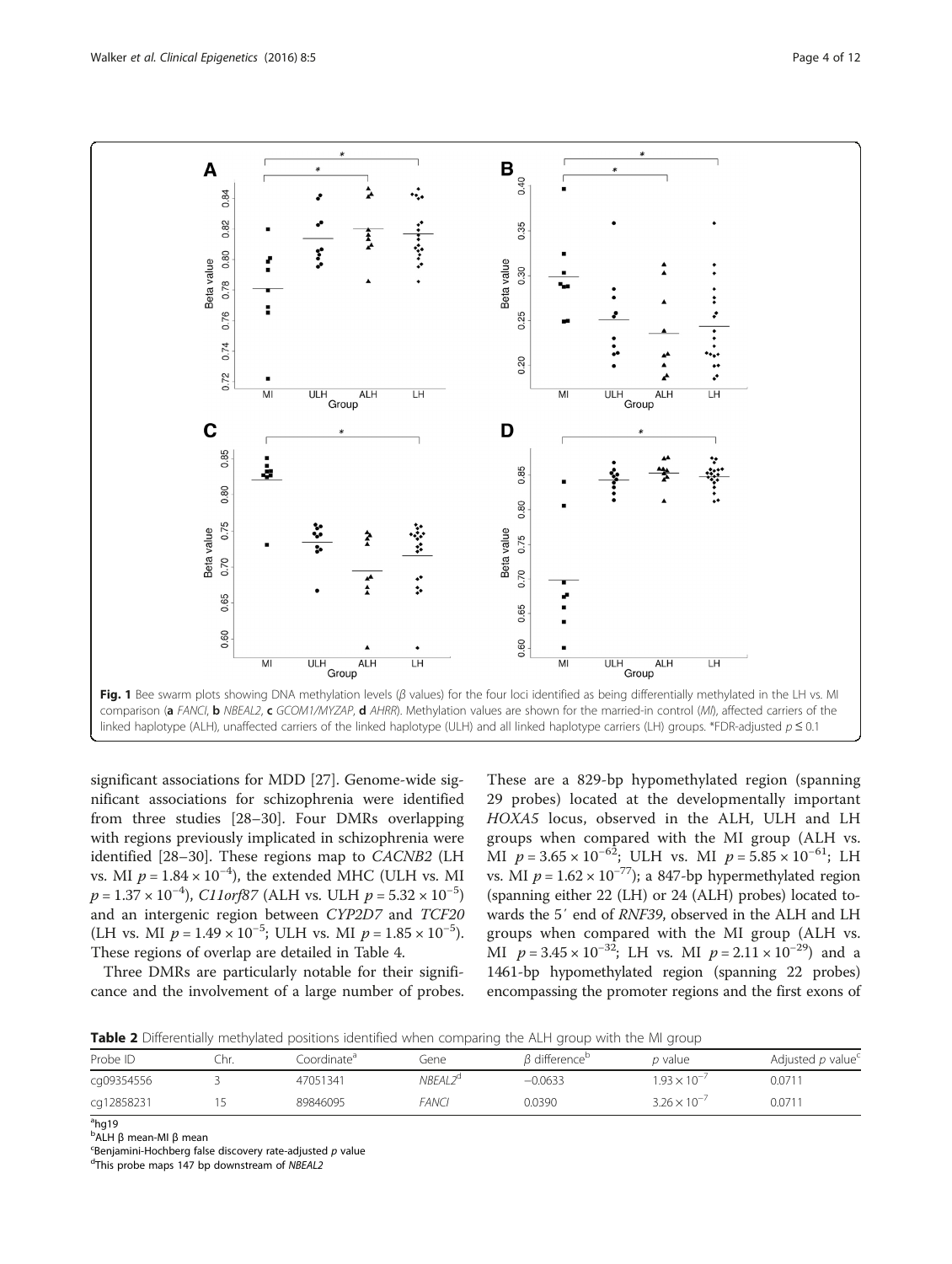**Fig. 1** Bee swarm plots showing DNA methylation levels (β values) for the four loci identified as being differentially methylated in the LH vs. MI comparison (**a** *FANCI*, **b** *NBEAL2*, **c** *GCOM1/MYZAP*, **d** *AHRR*). Methylation values are shown for the married-in control (*MI*), affected carriers of the linked haplotype (ALH), unaffected carriers of the linked haplotype (ULH) and all linked haplotype carriers (LH) groups. *FDR-adjusted $p \leq 0.1$

significant associations for MDD [27]. Genome-wide significant associations for schizophrenia were identified from three studies [28–30]. Four DMRs overlapping with regions previously implicated in schizophrenia were identified [28–30]. These regions map to *CACNB2* (LH vs. MI $p = 1.84 \times 10^{-4}$), the extended MHC (ULH vs. MI $p = 1.37 \times 10^{-4}$), *C11orf87* (ALH vs. ULH $p = 5.32 \times 10^{-5}$) and an intergenic region between *CYP2D7* and *TCF20* (LH vs. MI $p = 1.49 \times 10^{-5}$; ULH vs. MI $p = 1.85 \times 10^{-5}$). These regions of overlap are detailed in Table 4.

Three DMRs are particularly notable for their significance and the involvement of a large number of probes. These are a 829-bp hypomethylated region (spanning 29 probes) located at the developmentally important *HOXA5* locus, observed in the ALH, ULH and LH groups when compared with the MI group (ALH vs. MI $p = 3.65 \times 10^{-62}$; ULH vs. MI $p = 5.85 \times 10^{-61}$; LH vs. MI $p = 1.62 \times 10^{-77}$); a 847-bp hypermethylated region (spanning either 22 (LH) or 24 (ALH) probes) located towards the 5′ end of *RNF39*, observed in the ALH and LH groups when compared with the MI group (ALH vs. MI $p = 3.45 \times 10^{-32}$; LH vs. MI $p = 2.11 \times 10^{-29}$) and a 1461-bp hypomethylated region (spanning 22 probes) encompassing the promoter regions and the first exons of

**Table 2** Differentially methylated positions identified when comparing the ALH group with the MI group

| Probe ID | Chr. | Coordinate[a] | Gene | β difference[b] | *p* value | Adjusted *p* value[c] |
|---|---|---|---|---|---|---|
| cg09354556 | 3 | 47051341 | *NBEAL2*[d] | −0.0633 | $1.93 \times 10^{-7}$ | 0.0711 |
| cg12858231 | 15 | 89846095 | *FANCI* | 0.0390 | $3.26 \times 10^{-7}$ | 0.0711 |

[a]hg19
[b]ALH β mean-MI β mean
[c]Benjamini-Hochberg false discovery rate-adjusted *p* value
[d]This probe maps 147 bp downstream of *NBEAL2*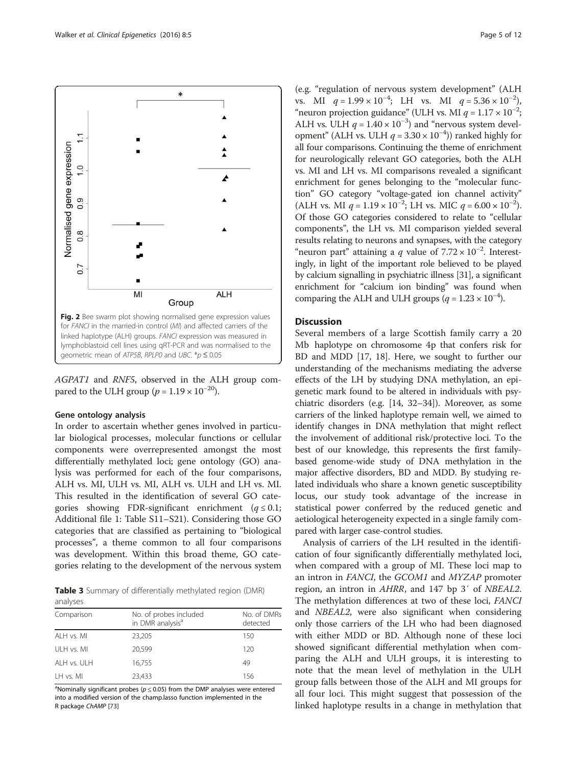Fig. 2 Bee swarm plot showing normalised gene expression values for *FANCI* in the married-in control (*MI*) and affected carriers of the linked haplotype (ALH) groups. *FANCI* expression was measured in lymphoblastoid cell lines using qRT-PCR and was normalised to the geometric mean of *ATP5B*, *RPLP0* and *UBC*. $^{*}p \leq 0.05$

*AGPAT1* and *RNF5*, observed in the ALH group compared to the ULH group ($p = 1.19 \times 10^{-20}$).

### Gene ontology analysis

In order to ascertain whether genes involved in particular biological processes, molecular functions or cellular components were overrepresented amongst the most differentially methylated loci; gene ontology (GO) analysis was performed for each of the four comparisons, ALH vs. MI, ULH vs. MI, ALH vs. ULH and LH vs. MI. This resulted in the identification of several GO categories showing FDR-significant enrichment ($q \leq 0.1$; Additional file 1: Table S11–S21). Considering those GO categories that are classified as pertaining to "biological processes", a theme common to all four comparisons was development. Within this broad theme, GO categories relating to the development of the nervous system (e.g. "regulation of nervous system development" (ALH vs. MI $q = 1.99 \times 10^{-4}$; LH vs. MI $q = 5.36 \times 10^{-2}$), "neuron projection guidance" (ULH vs. MI $q = 1.17 \times 10^{-2}$; ALH vs. ULH $q = 1.40 \times 10^{-3}$) and "nervous system development" (ALH vs. ULH $q = 3.30 \times 10^{-4}$)) ranked highly for all four comparisons. Continuing the theme of enrichment for neurologically relevant GO categories, both the ALH vs. MI and LH vs. MI comparisons revealed a significant enrichment for genes belonging to the "molecular function" GO category "voltage-gated ion channel activity" (ALH vs. MI $q = 1.19 \times 10^{-2}$; LH vs. MIC $q = 6.00 \times 10^{-2}$). Of those GO categories considered to relate to "cellular components", the LH vs. MI comparison yielded several results relating to neurons and synapses, with the category "neuron part" attaining a $q$ value of $7.72 \times 10^{-2}$. Interestingly, in light of the important role believed to be played by calcium signalling in psychiatric illness [31], a significant enrichment for "calcium ion binding" was found when comparing the ALH and ULH groups ($q = 1.23 \times 10^{-4}$).

**Table 3** Summary of differentially methylated region (DMR) analyses

| Comparison | No. of probes included in DMR analysis[a] | No. of DMRs detected |
|---|---|---|
| ALH vs. MI | 23,205 | 150 |
| ULH vs. MI | 20,599 | 120 |
| ALH vs. ULH | 16,755 | 49 |
| LH vs. MI | 23,433 | 156 |

[a]Nominally significant probes ($p \leq 0.05$) from the DMP analyses were entered into a modified version of the champ.lasso function implemented in the R package *ChAMP* [73]

## Discussion

Several members of a large Scottish family carry a 20 Mb haplotype on chromosome 4p that confers risk for BD and MDD [17, 18]. Here, we sought to further our understanding of the mechanisms mediating the adverse effects of the LH by studying DNA methylation, an epigenetic mark found to be altered in individuals with psychiatric disorders (e.g. [14, 32–34]). Moreover, as some carriers of the linked haplotype remain well, we aimed to identify changes in DNA methylation that might reflect the involvement of additional risk/protective loci. To the best of our knowledge, this represents the first family-based genome-wide study of DNA methylation in the major affective disorders, BD and MDD. By studying related individuals who share a known genetic susceptibility locus, our study took advantage of the increase in statistical power conferred by the reduced genetic and aetiological heterogeneity expected in a single family compared with larger case-control studies.

Analysis of carriers of the LH resulted in the identification of four significantly differentially methylated loci, when compared with a group of MI. These loci map to an intron in *FANCI*, the *GCOM1* and *MYZAP* promoter region, an intron in *AHRR*, and 147 bp 3′ of *NBEAL2*. The methylation differences at two of these loci, *FANCI* and *NBEAL2*, were also significant when considering only those carriers of the LH who had been diagnosed with either MDD or BD. Although none of these loci showed significant differential methylation when comparing the ALH and ULH groups, it is interesting to note that the mean level of methylation in the ULH group falls between those of the ALH and MI groups for all four loci. This might suggest that possession of the linked haplotype results in a change in methylation that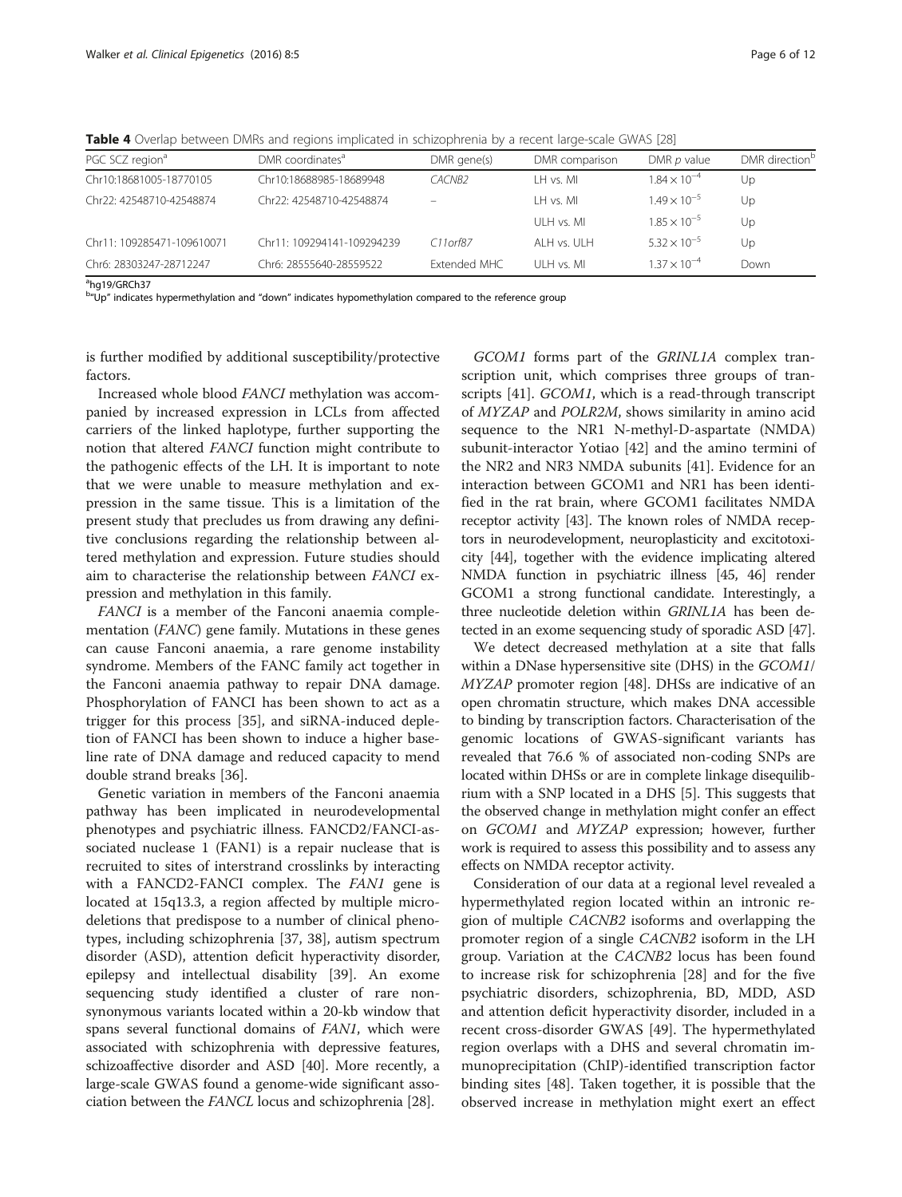**Table 4** Overlap between DMRs and regions implicated in schizophrenia by a recent large-scale GWAS [28]

| PGC SCZ region[a] | DMR coordinates[a] | DMR gene(s) | DMR comparison | DMR *p* value | DMR direction[b] |
|---|---|---|---|---|---|
| Chr10:18681005-18770105 | Chr10:18688985-18689948 | *CACNB2* | LH vs. MI | $1.84 \times 10^{-4}$ | Up |
| Chr22: 42548710-42548874 | Chr22: 42548710-42548874 | – | LH vs. MI | $1.49 \times 10^{-5}$ | Up |
| | | | ULH vs. MI | $1.85 \times 10^{-5}$ | Up |
| Chr11: 109285471-109610071 | Chr11: 109294141-109294239 | *C11orf87* | ALH vs. ULH | $5.32 \times 10^{-5}$ | Up |
| Chr6: 28303247-28712247 | Chr6: 28555640-28559522 | Extended MHC | ULH vs. MI | $1.37 \times 10^{-4}$ | Down |

[a]hg19/GRCh37
[b]"Up" indicates hypermethylation and "down" indicates hypomethylation compared to the reference group

is further modified by additional susceptibility/protective factors.

Increased whole blood *FANCI* methylation was accompanied by increased expression in LCLs from affected carriers of the linked haplotype, further supporting the notion that altered *FANCI* function might contribute to the pathogenic effects of the LH. It is important to note that we were unable to measure methylation and expression in the same tissue. This is a limitation of the present study that precludes us from drawing any definitive conclusions regarding the relationship between altered methylation and expression. Future studies should aim to characterise the relationship between *FANCI* expression and methylation in this family.

*FANCI* is a member of the Fanconi anaemia complementation (*FANC*) gene family. Mutations in these genes can cause Fanconi anaemia, a rare genome instability syndrome. Members of the FANC family act together in the Fanconi anaemia pathway to repair DNA damage. Phosphorylation of FANCI has been shown to act as a trigger for this process [35], and siRNA-induced depletion of FANCI has been shown to induce a higher baseline rate of DNA damage and reduced capacity to mend double strand breaks [36].

Genetic variation in members of the Fanconi anaemia pathway has been implicated in neurodevelopmental phenotypes and psychiatric illness. FANCD2/FANCI-associated nuclease 1 (FAN1) is a repair nuclease that is recruited to sites of interstrand crosslinks by interacting with a FANCD2-FANCI complex. The *FAN1* gene is located at 15q13.3, a region affected by multiple microdeletions that predispose to a number of clinical phenotypes, including schizophrenia [37, 38], autism spectrum disorder (ASD), attention deficit hyperactivity disorder, epilepsy and intellectual disability [39]. An exome sequencing study identified a cluster of rare non-synonymous variants located within a 20-kb window that spans several functional domains of *FAN1*, which were associated with schizophrenia with depressive features, schizoaffective disorder and ASD [40]. More recently, a large-scale GWAS found a genome-wide significant association between the *FANCL* locus and schizophrenia [28].

*GCOM1* forms part of the *GRINL1A* complex transcription unit, which comprises three groups of transcripts [41]. *GCOM1*, which is a read-through transcript of *MYZAP* and *POLR2M*, shows similarity in amino acid sequence to the NR1 N-methyl-D-aspartate (NMDA) subunit-interactor Yotiao [42] and the amino termini of the NR2 and NR3 NMDA subunits [41]. Evidence for an interaction between GCOM1 and NR1 has been identified in the rat brain, where GCOM1 facilitates NMDA receptor activity [43]. The known roles of NMDA receptors in neurodevelopment, neuroplasticity and excitotoxicity [44], together with the evidence implicating altered NMDA function in psychiatric illness [45, 46] render GCOM1 a strong functional candidate. Interestingly, a three nucleotide deletion within *GRINL1A* has been detected in an exome sequencing study of sporadic ASD [47].

We detect decreased methylation at a site that falls within a DNase hypersensitive site (DHS) in the *GCOM1/MYZAP* promoter region [48]. DHSs are indicative of an open chromatin structure, which makes DNA accessible to binding by transcription factors. Characterisation of the genomic locations of GWAS-significant variants has revealed that 76.6 % of associated non-coding SNPs are located within DHSs or are in complete linkage disequilibrium with a SNP located in a DHS [5]. This suggests that the observed change in methylation might confer an effect on *GCOM1* and *MYZAP* expression; however, further work is required to assess this possibility and to assess any effects on NMDA receptor activity.

Consideration of our data at a regional level revealed a hypermethylated region located within an intronic region of multiple *CACNB2* isoforms and overlapping the promoter region of a single *CACNB2* isoform in the LH group. Variation at the *CACNB2* locus has been found to increase risk for schizophrenia [28] and for the five psychiatric disorders, schizophrenia, BD, MDD, ASD and attention deficit hyperactivity disorder, included in a recent cross-disorder GWAS [49]. The hypermethylated region overlaps with a DHS and several chromatin immunoprecipitation (ChIP)-identified transcription factor binding sites [48]. Taken together, it is possible that the observed increase in methylation might exert an effect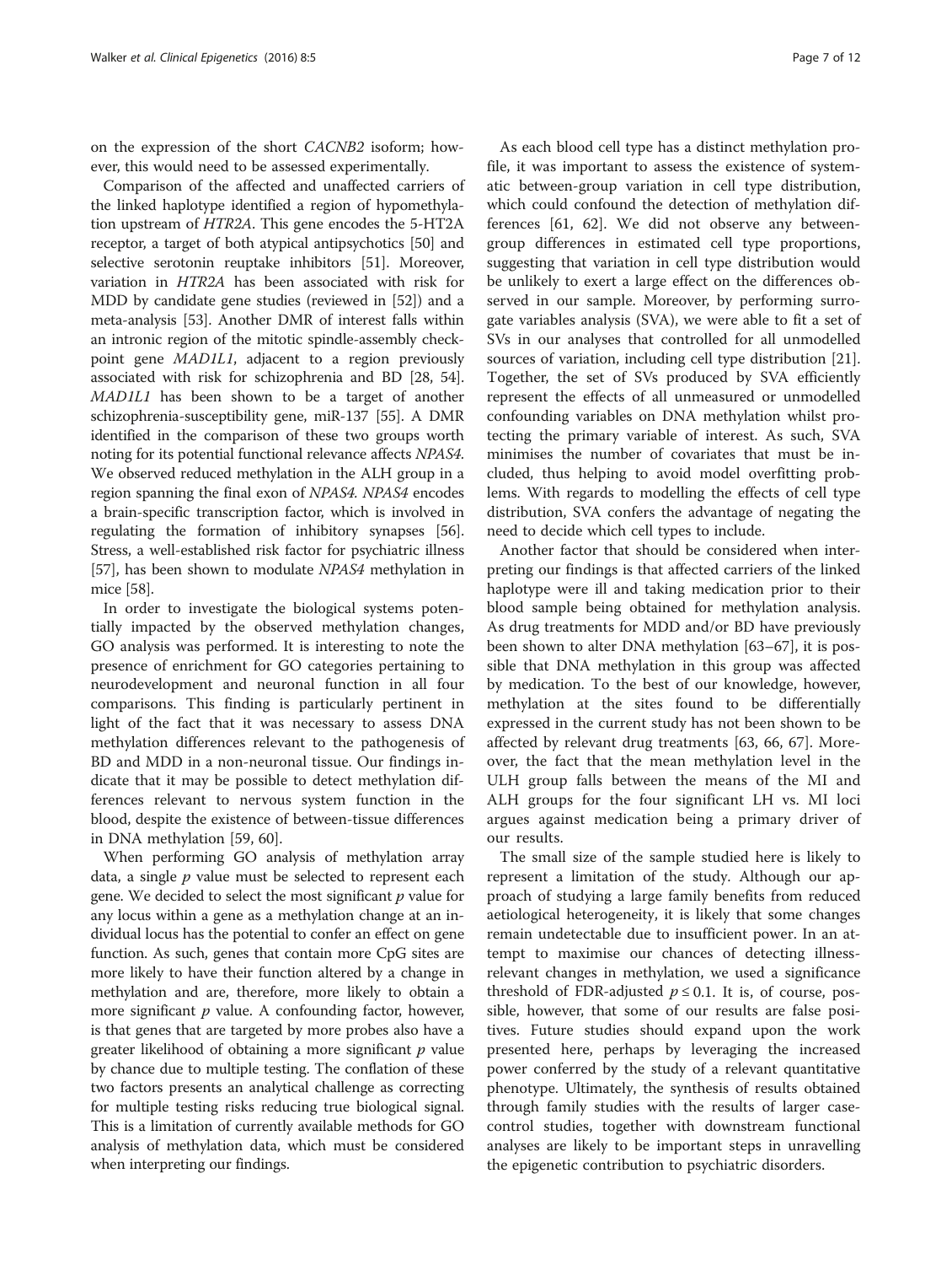on the expression of the short *CACNB2* isoform; however, this would need to be assessed experimentally.

Comparison of the affected and unaffected carriers of the linked haplotype identified a region of hypomethylation upstream of *HTR2A*. This gene encodes the 5-HT2A receptor, a target of both atypical antipsychotics [50] and selective serotonin reuptake inhibitors [51]. Moreover, variation in *HTR2A* has been associated with risk for MDD by candidate gene studies (reviewed in [52]) and a meta-analysis [53]. Another DMR of interest falls within an intronic region of the mitotic spindle-assembly checkpoint gene *MAD1L1*, adjacent to a region previously associated with risk for schizophrenia and BD [28, 54]. *MAD1L1* has been shown to be a target of another schizophrenia-susceptibility gene, miR-137 [55]. A DMR identified in the comparison of these two groups worth noting for its potential functional relevance affects *NPAS4*. We observed reduced methylation in the ALH group in a region spanning the final exon of *NPAS4*. *NPAS4* encodes a brain-specific transcription factor, which is involved in regulating the formation of inhibitory synapses [56]. Stress, a well-established risk factor for psychiatric illness [57], has been shown to modulate *NPAS4* methylation in mice [58].

In order to investigate the biological systems potentially impacted by the observed methylation changes, GO analysis was performed. It is interesting to note the presence of enrichment for GO categories pertaining to neurodevelopment and neuronal function in all four comparisons. This finding is particularly pertinent in light of the fact that it was necessary to assess DNA methylation differences relevant to the pathogenesis of BD and MDD in a non-neuronal tissue. Our findings indicate that it may be possible to detect methylation differences relevant to nervous system function in the blood, despite the existence of between-tissue differences in DNA methylation [59, 60].

When performing GO analysis of methylation array data, a single $p$ value must be selected to represent each gene. We decided to select the most significant $p$ value for any locus within a gene as a methylation change at an individual locus has the potential to confer an effect on gene function. As such, genes that contain more CpG sites are more likely to have their function altered by a change in methylation and are, therefore, more likely to obtain a more significant $p$ value. A confounding factor, however, is that genes that are targeted by more probes also have a greater likelihood of obtaining a more significant $p$ value by chance due to multiple testing. The conflation of these two factors presents an analytical challenge as correcting for multiple testing risks reducing true biological signal. This is a limitation of currently available methods for GO analysis of methylation data, which must be considered when interpreting our findings.

As each blood cell type has a distinct methylation profile, it was important to assess the existence of systematic between-group variation in cell type distribution, which could confound the detection of methylation differences [61, 62]. We did not observe any between-group differences in estimated cell type proportions, suggesting that variation in cell type distribution would be unlikely to exert a large effect on the differences observed in our sample. Moreover, by performing surrogate variables analysis (SVA), we were able to fit a set of SVs in our analyses that controlled for all unmodelled sources of variation, including cell type distribution [21]. Together, the set of SVs produced by SVA efficiently represent the effects of all unmeasured or unmodelled confounding variables on DNA methylation whilst protecting the primary variable of interest. As such, SVA minimises the number of covariates that must be included, thus helping to avoid model overfitting problems. With regards to modelling the effects of cell type distribution, SVA confers the advantage of negating the need to decide which cell types to include.

Another factor that should be considered when interpreting our findings is that affected carriers of the linked haplotype were ill and taking medication prior to their blood sample being obtained for methylation analysis. As drug treatments for MDD and/or BD have previously been shown to alter DNA methylation [63–67], it is possible that DNA methylation in this group was affected by medication. To the best of our knowledge, however, methylation at the sites found to be differentially expressed in the current study has not been shown to be affected by relevant drug treatments [63, 66, 67]. Moreover, the fact that the mean methylation level in the ULH group falls between the means of the MI and ALH groups for the four significant LH vs. MI loci argues against medication being a primary driver of our results.

The small size of the sample studied here is likely to represent a limitation of the study. Although our approach of studying a large family benefits from reduced aetiological heterogeneity, it is likely that some changes remain undetectable due to insufficient power. In an attempt to maximise our chances of detecting illness-relevant changes in methylation, we used a significance threshold of FDR-adjusted $p \leq 0.1$. It is, of course, possible, however, that some of our results are false positives. Future studies should expand upon the work presented here, perhaps by leveraging the increased power conferred by the study of a relevant quantitative phenotype. Ultimately, the synthesis of results obtained through family studies with the results of larger case-control studies, together with downstream functional analyses are likely to be important steps in unravelling the epigenetic contribution to psychiatric disorders.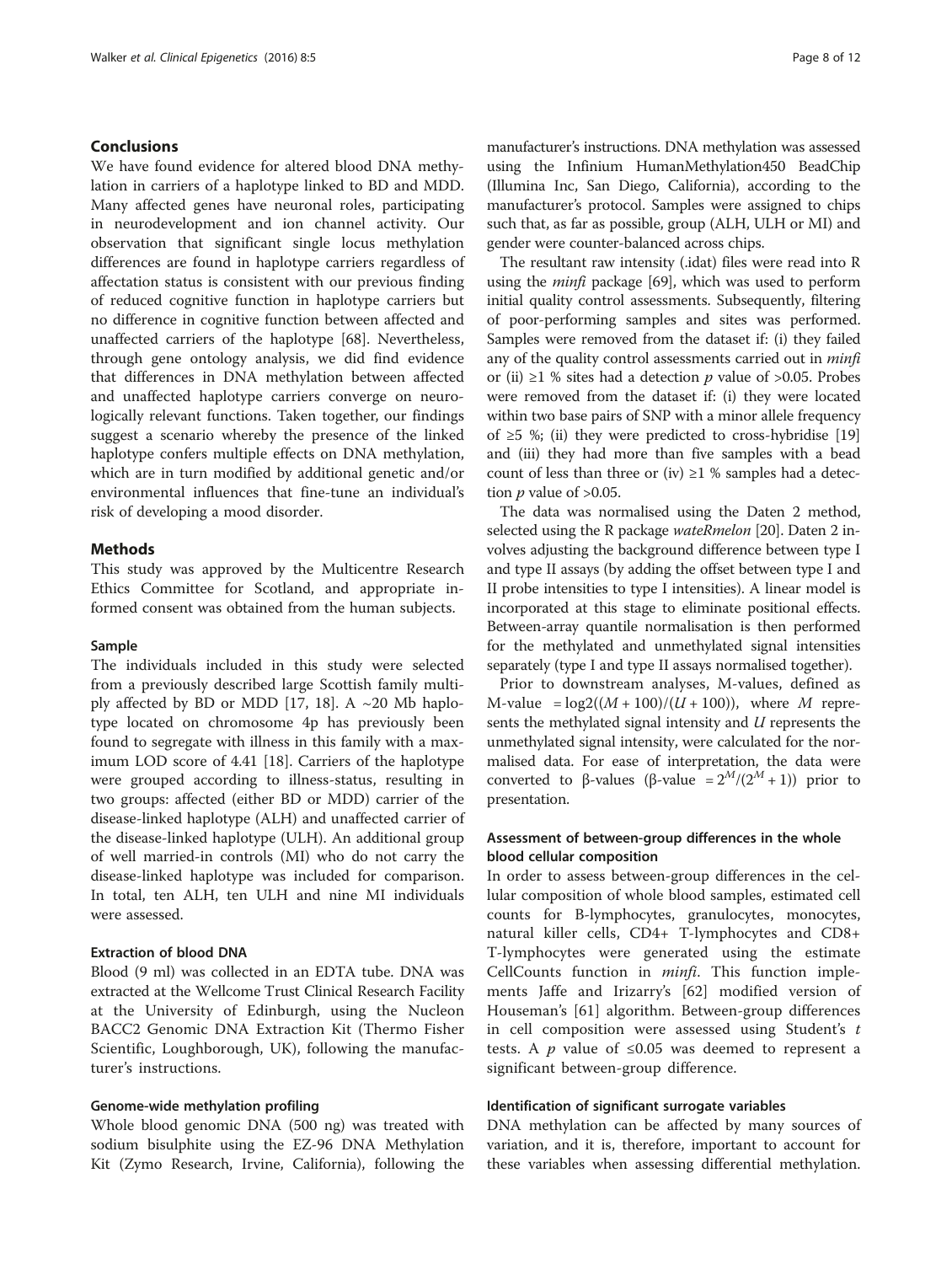## Conclusions

We have found evidence for altered blood DNA methylation in carriers of a haplotype linked to BD and MDD. Many affected genes have neuronal roles, participating in neurodevelopment and ion channel activity. Our observation that significant single locus methylation differences are found in haplotype carriers regardless of affectation status is consistent with our previous finding of reduced cognitive function in haplotype carriers but no difference in cognitive function between affected and unaffected carriers of the haplotype [68]. Nevertheless, through gene ontology analysis, we did find evidence that differences in DNA methylation between affected and unaffected haplotype carriers converge on neurologically relevant functions. Taken together, our findings suggest a scenario whereby the presence of the linked haplotype confers multiple effects on DNA methylation, which are in turn modified by additional genetic and/or environmental influences that fine-tune an individual's risk of developing a mood disorder.

## Methods

This study was approved by the Multicentre Research Ethics Committee for Scotland, and appropriate informed consent was obtained from the human subjects.

### Sample

The individuals included in this study were selected from a previously described large Scottish family multiply affected by BD or MDD [17, 18]. A ~20 Mb haplotype located on chromosome 4p has previously been found to segregate with illness in this family with a maximum LOD score of 4.41 [18]. Carriers of the haplotype were grouped according to illness-status, resulting in two groups: affected (either BD or MDD) carrier of the disease-linked haplotype (ALH) and unaffected carrier of the disease-linked haplotype (ULH). An additional group of well married-in controls (MI) who do not carry the disease-linked haplotype was included for comparison. In total, ten ALH, ten ULH and nine MI individuals were assessed.

### Extraction of blood DNA

Blood (9 ml) was collected in an EDTA tube. DNA was extracted at the Wellcome Trust Clinical Research Facility at the University of Edinburgh, using the Nucleon BACC2 Genomic DNA Extraction Kit (Thermo Fisher Scientific, Loughborough, UK), following the manufacturer's instructions.

### Genome-wide methylation profiling

Whole blood genomic DNA (500 ng) was treated with sodium bisulphite using the EZ-96 DNA Methylation Kit (Zymo Research, Irvine, California), following the manufacturer's instructions. DNA methylation was assessed using the Infinium HumanMethylation450 BeadChip (Illumina Inc, San Diego, California), according to the manufacturer's protocol. Samples were assigned to chips such that, as far as possible, group (ALH, ULH or MI) and gender were counter-balanced across chips.

The resultant raw intensity (.idat) files were read into R using the *minfi* package [69], which was used to perform initial quality control assessments. Subsequently, filtering of poor-performing samples and sites was performed. Samples were removed from the dataset if: (i) they failed any of the quality control assessments carried out in *minfi* or (ii) ≥1 % sites had a detection $p$ value of >0.05. Probes were removed from the dataset if: (i) they were located within two base pairs of SNP with a minor allele frequency of ≥5 %; (ii) they were predicted to cross-hybridise [19] and (iii) they had more than five samples with a bead count of less than three or (iv) ≥1 % samples had a detection $p$ value of >0.05.

The data was normalised using the Daten 2 method, selected using the R package *wateRmelon* [20]. Daten 2 involves adjusting the background difference between type I and type II assays (by adding the offset between type I and II probe intensities to type I intensities). A linear model is incorporated at this stage to eliminate positional effects. Between-array quantile normalisation is then performed for the methylated and unmethylated signal intensities separately (type I and type II assays normalised together).

Prior to downstream analyses, M-values, defined as M-value $= \log2((M + 100)/(U + 100))$, where $M$ represents the methylated signal intensity and $U$ represents the unmethylated signal intensity, were calculated for the normalised data. For ease of interpretation, the data were converted to β-values (β-value $= 2^M/(2^M + 1)$) prior to presentation.

### Assessment of between-group differences in the whole blood cellular composition

In order to assess between-group differences in the cellular composition of whole blood samples, estimated cell counts for B-lymphocytes, granulocytes, monocytes, natural killer cells, CD4+ T-lymphocytes and CD8+ T-lymphocytes were generated using the estimate CellCounts function in *minfi*. This function implements Jaffe and Irizarry's [62] modified version of Houseman's [61] algorithm. Between-group differences in cell composition were assessed using Student's $t$ tests. A $p$ value of ≤0.05 was deemed to represent a significant between-group difference.

### Identification of significant surrogate variables

DNA methylation can be affected by many sources of variation, and it is, therefore, important to account for these variables when assessing differential methylation.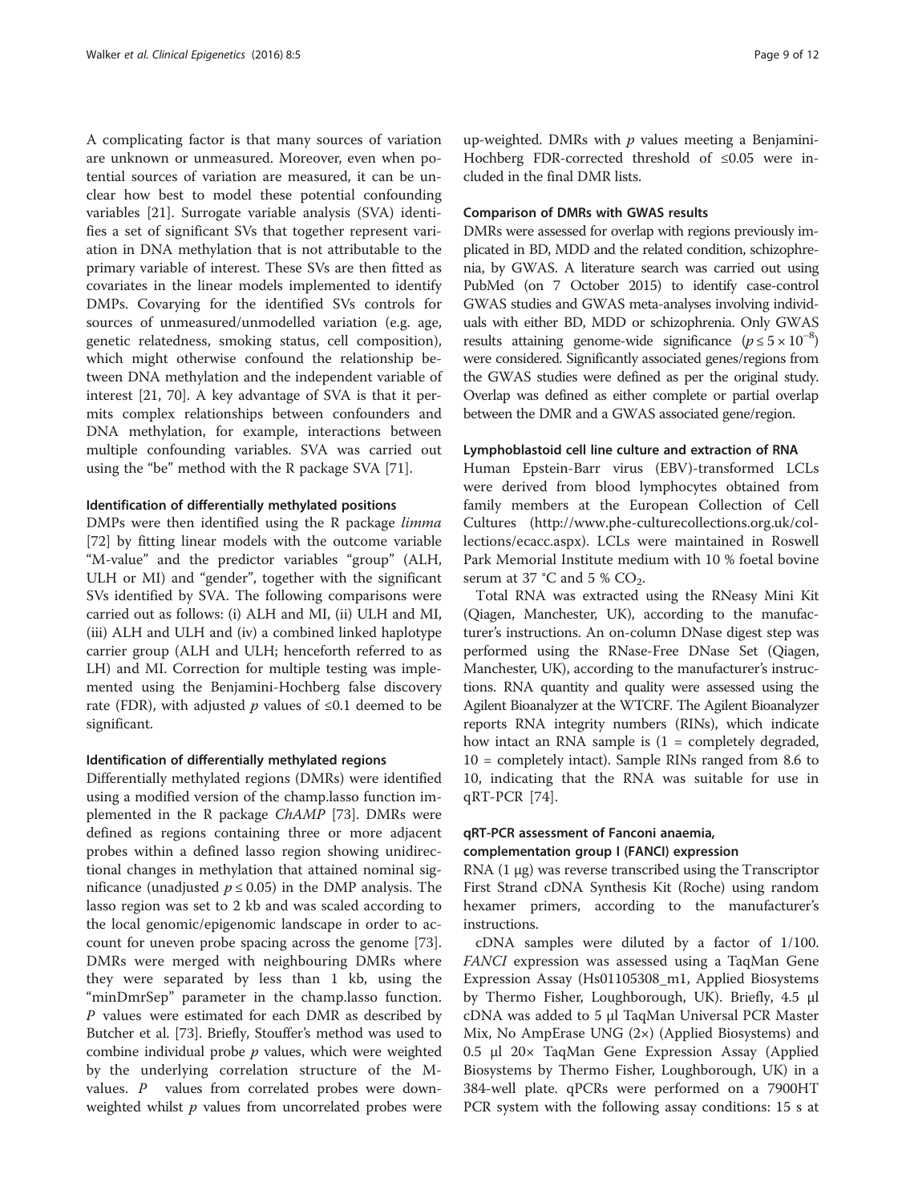A complicating factor is that many sources of variation are unknown or unmeasured. Moreover, even when potential sources of variation are measured, it can be unclear how best to model these potential confounding variables [21]. Surrogate variable analysis (SVA) identifies a set of significant SVs that together represent variation in DNA methylation that is not attributable to the primary variable of interest. These SVs are then fitted as covariates in the linear models implemented to identify DMPs. Covarying for the identified SVs controls for sources of unmeasured/unmodelled variation (e.g. age, genetic relatedness, smoking status, cell composition), which might otherwise confound the relationship between DNA methylation and the independent variable of interest [21, 70]. A key advantage of SVA is that it permits complex relationships between confounders and DNA methylation, for example, interactions between multiple confounding variables. SVA was carried out using the "be" method with the R package SVA [71].

### Identification of differentially methylated positions

DMPs were then identified using the R package *limma* [72] by fitting linear models with the outcome variable "M-value" and the predictor variables "group" (ALH, ULH or MI) and "gender", together with the significant SVs identified by SVA. The following comparisons were carried out as follows: (i) ALH and MI, (ii) ULH and MI, (iii) ALH and ULH and (iv) a combined linked haplotype carrier group (ALH and ULH; henceforth referred to as LH) and MI. Correction for multiple testing was implemented using the Benjamini-Hochberg false discovery rate (FDR), with adjusted $p$ values of ≤0.1 deemed to be significant.

### Identification of differentially methylated regions

Differentially methylated regions (DMRs) were identified using a modified version of the champ.lasso function implemented in the R package *ChAMP* [73]. DMRs were defined as regions containing three or more adjacent probes within a defined lasso region showing unidirectional changes in methylation that attained nominal significance (unadjusted $p \le 0.05$) in the DMP analysis. The lasso region was set to 2 kb and was scaled according to the local genomic/epigenomic landscape in order to account for uneven probe spacing across the genome [73]. DMRs were merged with neighbouring DMRs where they were separated by less than 1 kb, using the "minDmrSep" parameter in the champ.lasso function. $P$ values were estimated for each DMR as described by Butcher et al. [73]. Briefly, Stouffer's method was used to combine individual probe $p$ values, which were weighted by the underlying correlation structure of the M-values. $P$ values from correlated probes were down-weighted whilst $p$ values from uncorrelated probes were up-weighted. DMRs with $p$ values meeting a Benjamini-Hochberg FDR-corrected threshold of ≤0.05 were included in the final DMR lists.

### Comparison of DMRs with GWAS results

DMRs were assessed for overlap with regions previously implicated in BD, MDD and the related condition, schizophrenia, by GWAS. A literature search was carried out using PubMed (on 7 October 2015) to identify case-control GWAS studies and GWAS meta-analyses involving individuals with either BD, MDD or schizophrenia. Only GWAS results attaining genome-wide significance ($p \le 5 \times 10^{-8}$) were considered. Significantly associated genes/regions from the GWAS studies were defined as per the original study. Overlap was defined as either complete or partial overlap between the DMR and a GWAS associated gene/region.

### Lymphoblastoid cell line culture and extraction of RNA

Human Epstein-Barr virus (EBV)-transformed LCLs were derived from blood lymphocytes obtained from family members at the European Collection of Cell Cultures (http://www.phe-culturecollections.org.uk/collections/ecacc.aspx). LCLs were maintained in Roswell Park Memorial Institute medium with 10 % foetal bovine serum at 37 °C and 5 % $CO_2$.

Total RNA was extracted using the RNeasy Mini Kit (Qiagen, Manchester, UK), according to the manufacturer's instructions. An on-column DNase digest step was performed using the RNase-Free DNase Set (Qiagen, Manchester, UK), according to the manufacturer's instructions. RNA quantity and quality were assessed using the Agilent Bioanalyzer at the WTCRF. The Agilent Bioanalyzer reports RNA integrity numbers (RINs), which indicate how intact an RNA sample is (1 = completely degraded, 10 = completely intact). Sample RINs ranged from 8.6 to 10, indicating that the RNA was suitable for use in qRT-PCR [74].

### qRT-PCR assessment of Fanconi anaemia, complementation group I (FANCI) expression

RNA (1 μg) was reverse transcribed using the Transcriptor First Strand cDNA Synthesis Kit (Roche) using random hexamer primers, according to the manufacturer's instructions.

cDNA samples were diluted by a factor of 1/100. *FANCI* expression was assessed using a TaqMan Gene Expression Assay (Hs01105308_m1, Applied Biosystems by Thermo Fisher, Loughborough, UK). Briefly, 4.5 μl cDNA was added to 5 μl TaqMan Universal PCR Master Mix, No AmpErase UNG (2×) (Applied Biosystems) and 0.5 μl 20× TaqMan Gene Expression Assay (Applied Biosystems by Thermo Fisher, Loughborough, UK) in a 384-well plate. qPCRs were performed on a 7900HT PCR system with the following assay conditions: 15 s at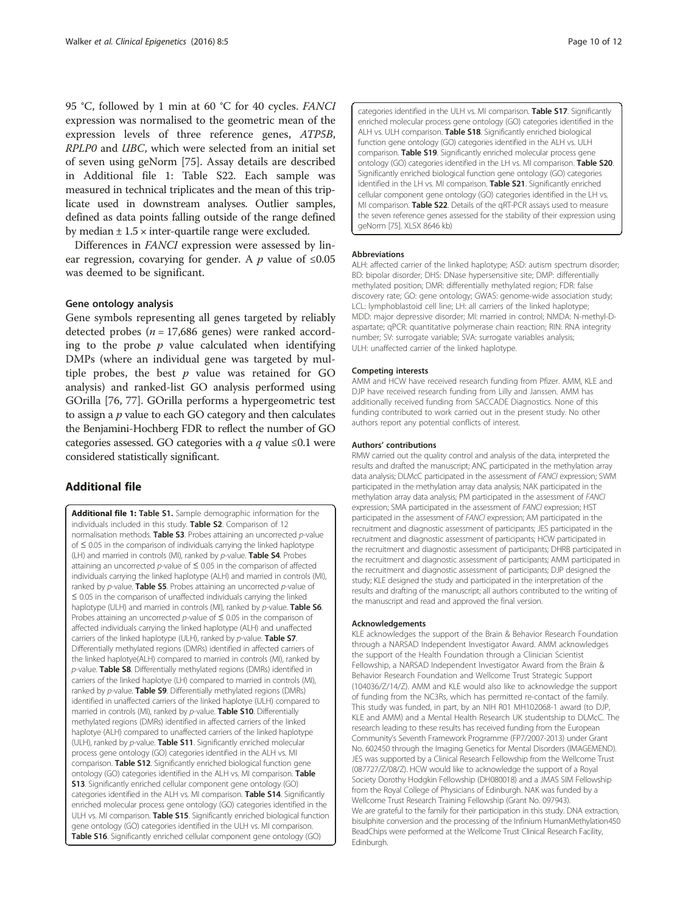95 °C, followed by 1 min at 60 °C for 40 cycles. *FANCI* expression was normalised to the geometric mean of the expression levels of three reference genes, *ATP5B*, *RPLP0* and *UBC*, which were selected from an initial set of seven using geNorm [75]. Assay details are described in Additional file 1: Table S22. Each sample was measured in technical triplicates and the mean of this triplicate used in downstream analyses. Outlier samples, defined as data points falling outside of the range defined by median ± 1.5 × inter-quartile range were excluded.

Differences in *FANCI* expression were assessed by linear regression, covarying for gender. A $p$ value of ≤0.05 was deemed to be significant.

### Gene ontology analysis

Gene symbols representing all genes targeted by reliably detected probes ($n$ = 17,686 genes) were ranked according to the probe $p$ value calculated when identifying DMPs (where an individual gene was targeted by multiple probes, the best $p$ value was retained for GO analysis) and ranked-list GO analysis performed using GOrilla [76, 77]. GOrilla performs a hypergeometric test to assign a $p$ value to each GO category and then calculates the Benjamini-Hochberg FDR to reflect the number of GO categories assessed. GO categories with a $q$ value ≤0.1 were considered statistically significant.

## Additional file

**Additional file 1: Table S1.** Sample demographic information for the individuals included in this study. **Table S2**. Comparison of 12 normalisation methods. **Table S3**. Probes attaining an uncorrected *p*-value of ≤ 0.05 in the comparison of individuals carrying the linked haplotype (LH) and married in controls (MI), ranked by *p*-value. **Table S4**. Probes attaining an uncorrected *p*-value of ≤ 0.05 in the comparison of affected individuals carrying the linked haplotype (ALH) and married in controls (MI), ranked by *p*-value. **Table S5**. Probes attaining an uncorrected *p*-value of ≤ 0.05 in the comparison of unaffected individuals carrying the linked haplotype (ULH) and married in controls (MI), ranked by *p*-value. **Table S6**. Probes attaining an uncorrected *p*-value of ≤ 0.05 in the comparison of affected individuals carrying the linked haplotype (ALH) and unaffected carriers of the linked haplotype (ULH), ranked by *p*-value. **Table S7**. Differentially methylated regions (DMRs) identified in affected carriers of the linked haplotye(ALH) compared to married in controls (MI), ranked by *p*-value. **Table S8**. Differentially methylated regions (DMRs) identified in carriers of the linked haplotye (LH) compared to married in controls (MI), ranked by *p*-value. **Table S9**. Differentially methylated regions (DMRs) identified in unaffected carriers of the linked haplotype (ULH) compared to married in controls (MI), ranked by *p*-value. **Table S10**. Differentially methylated regions (DMRs) identified in affected carriers of the linked haplotye (ALH) compared to unaffected carriers of the linked haplotype (ULH), ranked by *p*-value. **Table S11**. Significantly enriched molecular process gene ontology (GO) categories identified in the ALH vs. MI comparison. **Table S12**. Significantly enriched biological function gene ontology (GO) categories identified in the ALH vs. MI comparison. **Table S13**. Significantly enriched cellular component gene ontology (GO) categories identified in the ALH vs. MI comparison. **Table S14**. Significantly enriched molecular process gene ontology (GO) categories identified in the ULH vs. MI comparison. **Table S15**. Significantly enriched biological function gene ontology (GO) categories identified in the ULH vs. MI comparison. **Table S16**. Significantly enriched cellular component gene ontology (GO) categories identified in the ULH vs. MI comparison. **Table S17**. Significantly enriched molecular process gene ontology (GO) categories identified in the ALH vs. ULH comparison. **Table S18**. Significantly enriched biological function gene ontology (GO) categories identified in the ALH vs. ULH comparison. **Table S19**. Significantly enriched molecular process gene ontology (GO) categories identified in the LH vs. MI comparison. **Table S20**. Significantly enriched biological function gene ontology (GO) categories identified in the LH vs. MI comparison. **Table S21**. Significantly enriched cellular component gene ontology (GO) categories identified in the LH vs. MI comparison. **Table S22**. Details of the qRT-PCR assays used to measure the seven reference genes assessed for the stability of their expression using geNorm [75]. XLSX 8646 kb)

#### Abbreviations

ALH: affected carrier of the linked haplotype; ASD: autism spectrum disorder; BD: bipolar disorder; DHS: DNase hypersensitive site; DMP: differentially methylated position; DMR: differentially methylated region; FDR: false discovery rate; GO: gene ontology; GWAS: genome-wide association study; LCL: lymphoblastoid cell line; LH: all carriers of the linked haplotype; MDD: major depressive disorder; MI: married in control; NMDA: N-methyl-D-aspartate; qPCR: quantitative polymerase chain reaction; RIN: RNA integrity number; SV: surrogate variable; SVA: surrogate variables analysis; ULH: unaffected carrier of the linked haplotype.

#### Competing interests

AMM and HCW have received research funding from Pfizer. AMM, KLE and DJP have received research funding from Lilly and Janssen. AMM has additionally received funding from SACCADE Diagnostics. None of this funding contributed to work carried out in the present study. No other authors report any potential conflicts of interest.

#### Authors' contributions

RMW carried out the quality control and analysis of the data, interpreted the results and drafted the manuscript; ANC participated in the methylation array data analysis; DLMcC participated in the assessment of *FANCI* expression; SWM participated in the methylation array data analysis; NAK participated in the methylation array data analysis; PM participated in the assessment of *FANCI* expression; SMA participated in the assessment of *FANCI* expression; HST participated in the assessment of *FANCI* expression; AM participated in the recruitment and diagnostic assessment of participants; JES participated in the recruitment and diagnostic assessment of participants; HCW participated in the recruitment and diagnostic assessment of participants; DHRB participated in the recruitment and diagnostic assessment of participants; AMM participated in the recruitment and diagnostic assessment of participants; DJP designed the study; KLE designed the study and participated in the interpretation of the results and drafting of the manuscript; all authors contributed to the writing of the manuscript and read and approved the final version.

#### Acknowledgements

KLE acknowledges the support of the Brain & Behavior Research Foundation through a NARSAD Independent Investigator Award. AMM acknowledges the support of the Health Foundation through a Clinician Scientist Fellowship, a NARSAD Independent Investigator Award from the Brain & Behavior Research Foundation and Wellcome Trust Strategic Support (104036/Z/14/Z). AMM and KLE would also like to acknowledge the support of funding from the NC3Rs, which has permitted re-contact of the family. This study was funded, in part, by an NIH R01 MH102068-1 award (to DJP, KLE and AMM) and a Mental Health Research UK studentship to DLMcC. The research leading to these results has received funding from the European Community's Seventh Framework Programme (FP7/2007-2013) under Grant No. 602450 through the Imaging Genetics for Mental Disorders (IMAGEMEND). JES was supported by a Clinical Research Fellowship from the Wellcome Trust (087727/Z/08/Z). HCW would like to acknowledge the support of a Royal Society Dorothy Hodgkin Fellowship (DH080018) and a JMAS SIM Fellowship from the Royal College of Physicians of Edinburgh. NAK was funded by a Wellcome Trust Research Training Fellowship (Grant No. 097943).
We are grateful to the family for their participation in this study. DNA extraction, bisulphite conversion and the processing of the Infinium HumanMethylation450 BeadChips were performed at the Wellcome Trust Clinical Research Facility, Edinburgh.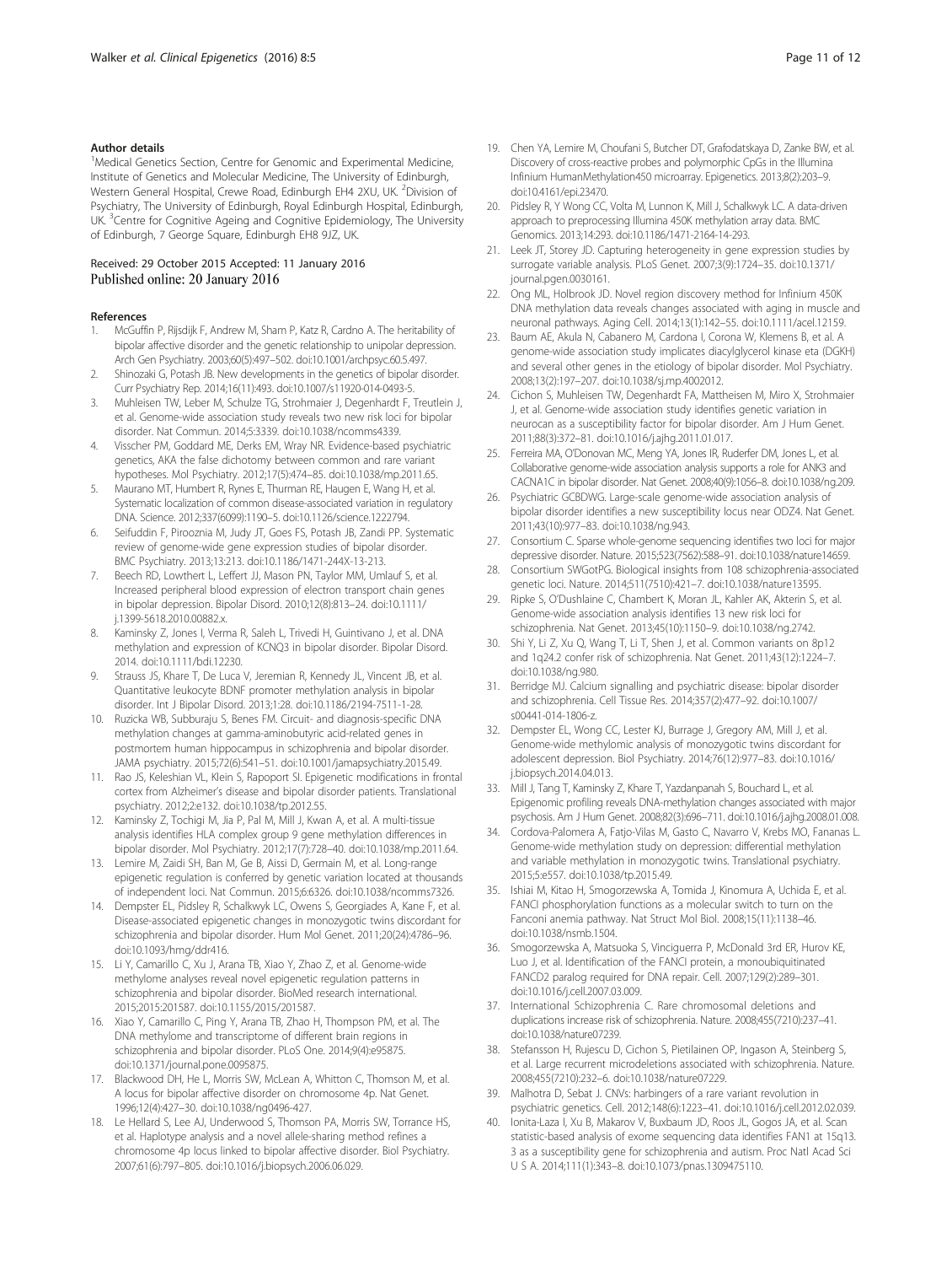#### Author details

[1]Medical Genetics Section, Centre for Genomic and Experimental Medicine, Institute of Genetics and Molecular Medicine, The University of Edinburgh, Western General Hospital, Crewe Road, Edinburgh EH4 2XU, UK. [2]Division of Psychiatry, The University of Edinburgh, Royal Edinburgh Hospital, Edinburgh, UK. [3]Centre for Cognitive Ageing and Cognitive Epidemiology, The University of Edinburgh, 7 George Square, Edinburgh EH8 9JZ, UK.

Received: 29 October 2015 Accepted: 11 January 2016
Published online: 20 January 2016

#### References

1. McGuffin P, Rijsdijk F, Andrew M, Sham P, Katz R, Cardno A. The heritability of bipolar affective disorder and the genetic relationship to unipolar depression. Arch Gen Psychiatry. 2003;60(5):497–502. doi:10.1001/archpsyc.60.5.497.
2. Shinozaki G, Potash JB. New developments in the genetics of bipolar disorder. Curr Psychiatry Rep. 2014;16(11):493. doi:10.1007/s11920-014-0493-5.
3. Muhleisen TW, Leber M, Schulze TG, Strohmaier J, Degenhardt F, Treutlein J, et al. Genome-wide association study reveals two new risk loci for bipolar disorder. Nat Commun. 2014;5:3339. doi:10.1038/ncomms4339.
4. Visscher PM, Goddard ME, Derks EM, Wray NR. Evidence-based psychiatric genetics, AKA the false dichotomy between common and rare variant hypotheses. Mol Psychiatry. 2012;17(5):474–85. doi:10.1038/mp.2011.65.
5. Maurano MT, Humbert R, Rynes E, Thurman RE, Haugen E, Wang H, et al. Systematic localization of common disease-associated variation in regulatory DNA. Science. 2012;337(6099):1190–5. doi:10.1126/science.1222794.
6. Seifuddin F, Pirooznia M, Judy JT, Goes FS, Potash JB, Zandi PP. Systematic review of genome-wide gene expression studies of bipolar disorder. BMC Psychiatry. 2013;13:213. doi:10.1186/1471-244X-13-213.
7. Beech RD, Lowthert L, Leffert JJ, Mason PN, Taylor MM, Umlauf S, et al. Increased peripheral blood expression of electron transport chain genes in bipolar depression. Bipolar Disord. 2010;12(8):813–24. doi:10.1111/j.1399-5618.2010.00882.x.
8. Kaminsky Z, Jones I, Verma R, Saleh L, Trivedi H, Guintivano J, et al. DNA methylation and expression of KCNQ3 in bipolar disorder. Bipolar Disord. 2014. doi:10.1111/bdi.12230.
9. Strauss JS, Khare T, De Luca V, Jeremian R, Kennedy JL, Vincent JB, et al. Quantitative leukocyte BDNF promoter methylation analysis in bipolar disorder. Int J Bipolar Disord. 2013;1:28. doi:10.1186/2194-7511-1-28.
10. Ruzicka WB, Subburaju S, Benes FM. Circuit- and diagnosis-specific DNA methylation changes at gamma-aminobutyric acid-related genes in postmortem human hippocampus in schizophrenia and bipolar disorder. JAMA psychiatry. 2015;72(6):541–51. doi:10.1001/jamapsychiatry.2015.49.
11. Rao JS, Keleshian VL, Klein S, Rapoport SI. Epigenetic modifications in frontal cortex from Alzheimer's disease and bipolar disorder patients. Translational psychiatry. 2012;2:e132. doi:10.1038/tp.2012.55.
12. Kaminsky Z, Tochigi M, Jia P, Pal M, Mill J, Kwan A, et al. A multi-tissue analysis identifies HLA complex group 9 gene methylation differences in bipolar disorder. Mol Psychiatry. 2012;17(7):728–40. doi:10.1038/mp.2011.64.
13. Lemire M, Zaidi SH, Ban M, Ge B, Aissi D, Germain M, et al. Long-range epigenetic regulation is conferred by genetic variation located at thousands of independent loci. Nat Commun. 2015;6:6326. doi:10.1038/ncomms7326.
14. Dempster EL, Pidsley R, Schalkwyk LC, Owens S, Georgiades A, Kane F, et al. Disease-associated epigenetic changes in monozygotic twins discordant for schizophrenia and bipolar disorder. Hum Mol Genet. 2011;20(24):4786–96. doi:10.1093/hmg/ddr416.
15. Li Y, Camarillo C, Xu J, Arana TB, Xiao Y, Zhao Z, et al. Genome-wide methylome analyses reveal novel epigenetic regulation patterns in schizophrenia and bipolar disorder. BioMed research international. 2015;2015:201587. doi:10.1155/2015/201587.
16. Xiao Y, Camarillo C, Ping Y, Arana TB, Zhao H, Thompson PM, et al. The DNA methylome and transcriptome of different brain regions in schizophrenia and bipolar disorder. PLoS One. 2014;9(4):e95875. doi:10.1371/journal.pone.0095875.
17. Blackwood DH, He L, Morris SW, McLean A, Whitton C, Thomson M, et al. A locus for bipolar affective disorder on chromosome 4p. Nat Genet. 1996;12(4):427–30. doi:10.1038/ng0496-427.
18. Le Hellard S, Lee AJ, Underwood S, Thomson PA, Morris SW, Torrance HS, et al. Haplotype analysis and a novel allele-sharing method refines a chromosome 4p locus linked to bipolar affective disorder. Biol Psychiatry. 2007;61(6):797–805. doi:10.1016/j.biopsych.2006.06.029.
19. Chen YA, Lemire M, Choufani S, Butcher DT, Grafodatskaya D, Zanke BW, et al. Discovery of cross-reactive probes and polymorphic CpGs in the Illumina Infinium HumanMethylation450 microarray. Epigenetics. 2013;8(2):203–9. doi:10.4161/epi.23470.
20. Pidsley R, Y Wong CC, Volta M, Lunnon K, Mill J, Schalkwyk LC. A data-driven approach to preprocessing Illumina 450K methylation array data. BMC Genomics. 2013;14:293. doi:10.1186/1471-2164-14-293.
21. Leek JT, Storey JD. Capturing heterogeneity in gene expression studies by surrogate variable analysis. PLoS Genet. 2007;3(9):1724–35. doi:10.1371/journal.pgen.0030161.
22. Ong ML, Holbrook JD. Novel region discovery method for Infinium 450K DNA methylation data reveals changes associated with aging in muscle and neuronal pathways. Aging Cell. 2014;13(1):142–55. doi:10.1111/acel.12159.
23. Baum AE, Akula N, Cabanero M, Cardona I, Corona W, Klemens B, et al. A genome-wide association study implicates diacylglycerol kinase eta (DGKH) and several other genes in the etiology of bipolar disorder. Mol Psychiatry. 2008;13(2):197–207. doi:10.1038/sj.mp.4002012.
24. Cichon S, Muhleisen TW, Degenhardt FA, Mattheisen M, Miro X, Strohmaier J, et al. Genome-wide association study identifies genetic variation in neurocan as a susceptibility factor for bipolar disorder. Am J Hum Genet. 2011;88(3):372–81. doi:10.1016/j.ajhg.2011.01.017.
25. Ferreira MA, O'Donovan MC, Meng YA, Jones IR, Ruderfer DM, Jones L, et al. Collaborative genome-wide association analysis supports a role for ANK3 and CACNA1C in bipolar disorder. Nat Genet. 2008;40(9):1056–8. doi:10.1038/ng.209.
26. Psychiatric GCBDWG. Large-scale genome-wide association analysis of bipolar disorder identifies a new susceptibility locus near ODZ4. Nat Genet. 2011;43(10):977–83. doi:10.1038/ng.943.
27. Consortium C. Sparse whole-genome sequencing identifies two loci for major depressive disorder. Nature. 2015;523(7562):588–91. doi:10.1038/nature14659.
28. Consortium SWGotPG. Biological insights from 108 schizophrenia-associated genetic loci. Nature. 2014;511(7510):421–7. doi:10.1038/nature13595.
29. Ripke S, O'Dushlaine C, Chambert K, Moran JL, Kahler AK, Akterin S, et al. Genome-wide association analysis identifies 13 new risk loci for schizophrenia. Nat Genet. 2013;45(10):1150–9. doi:10.1038/ng.2742.
30. Shi Y, Li Z, Xu Q, Wang T, Li T, Shen J, et al. Common variants on 8p12 and 1q24.2 confer risk of schizophrenia. Nat Genet. 2011;43(12):1224–7. doi:10.1038/ng.980.
31. Berridge MJ. Calcium signalling and psychiatric disease: bipolar disorder and schizophrenia. Cell Tissue Res. 2014;357(2):477–92. doi:10.1007/s00441-014-1806-z.
32. Dempster EL, Wong CC, Lester KJ, Burrage J, Gregory AM, Mill J, et al. Genome-wide methylomic analysis of monozygotic twins discordant for adolescent depression. Biol Psychiatry. 2014;76(12):977–83. doi:10.1016/j.biopsych.2014.04.013.
33. Mill J, Tang T, Kaminsky Z, Khare T, Yazdanpanah S, Bouchard L, et al. Epigenomic profiling reveals DNA-methylation changes associated with major psychosis. Am J Hum Genet. 2008;82(3):696–711. doi:10.1016/j.ajhg.2008.01.008.
34. Cordova-Palomera A, Fatjo-Vilas M, Gasto C, Navarro V, Krebs MO, Fananas L. Genome-wide methylation study on depression: differential methylation and variable methylation in monozygotic twins. Translational psychiatry. 2015;5:e557. doi:10.1038/tp.2015.49.
35. Ishiai M, Kitao H, Smogorzewska A, Tomida J, Kinomura A, Uchida E, et al. FANCI phosphorylation functions as a molecular switch to turn on the Fanconi anemia pathway. Nat Struct Mol Biol. 2008;15(11):1138–46. doi:10.1038/nsmb.1504.
36. Smogorzewska A, Matsuoka S, Vinciguerra P, McDonald 3rd ER, Hurov KE, Luo J, et al. Identification of the FANCI protein, a monoubiquitinated FANCD2 paralog required for DNA repair. Cell. 2007;129(2):289–301. doi:10.1016/j.cell.2007.03.009.
37. International Schizophrenia C. Rare chromosomal deletions and duplications increase risk of schizophrenia. Nature. 2008;455(7210):237–41. doi:10.1038/nature07239.
38. Stefansson H, Rujescu D, Cichon S, Pietilainen OP, Ingason A, Steinberg S, et al. Large recurrent microdeletions associated with schizophrenia. Nature. 2008;455(7210):232–6. doi:10.1038/nature07229.
39. Malhotra D, Sebat J. CNVs: harbingers of a rare variant revolution in psychiatric genetics. Cell. 2012;148(6):1223–41. doi:10.1016/j.cell.2012.02.039.
40. Ionita-Laza I, Xu B, Makarov V, Buxbaum JD, Roos JL, Gogos JA, et al. Scan statistic-based analysis of exome sequencing data identifies FAN1 at 15q13.3 as a susceptibility gene for schizophrenia and autism. Proc Natl Acad Sci U S A. 2014;111(1):343–8. doi:10.1073/pnas.1309475110.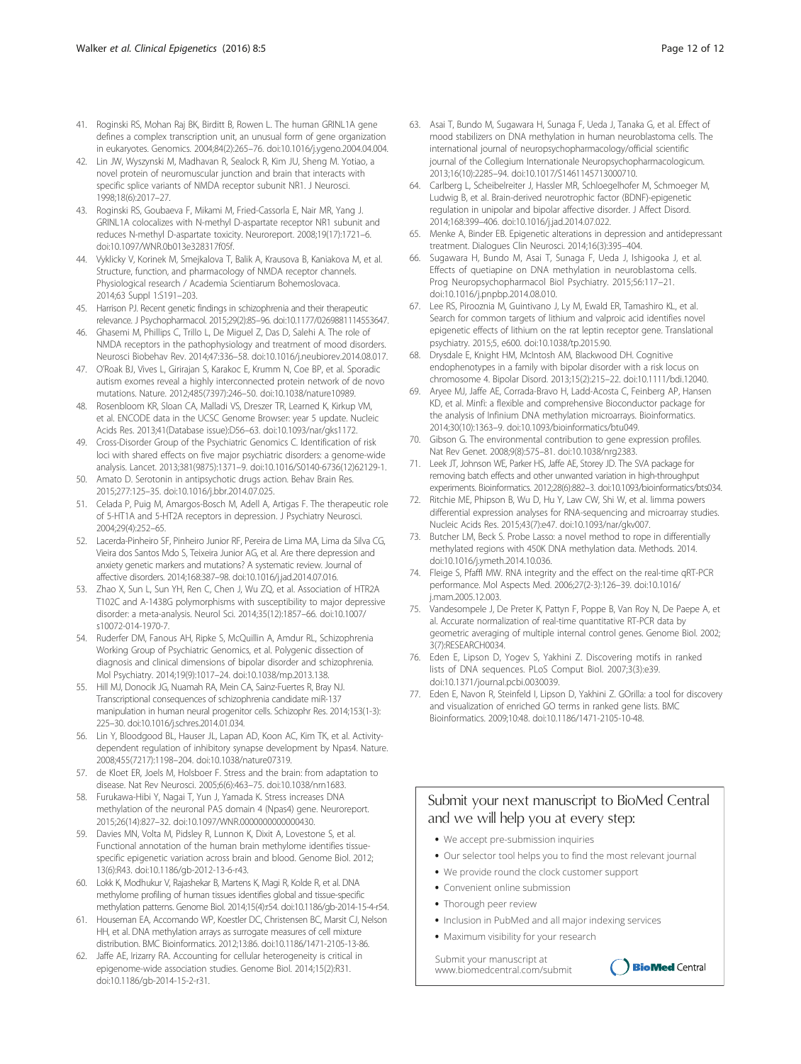41. Roginski RS, Mohan Raj BK, Birditt B, Rowen L. The human GRINL1A gene defines a complex transcription unit, an unusual form of gene organization in eukaryotes. Genomics. 2004;84(2):265–76. doi:10.1016/j.ygeno.2004.04.004.
42. Lin JW, Wyszynski M, Madhavan R, Sealock R, Kim JU, Sheng M. Yotiao, a novel protein of neuromuscular junction and brain that interacts with specific splice variants of NMDA receptor subunit NR1. J Neurosci. 1998;18(6):2017–27.
43. Roginski RS, Goubaeva F, Mikami M, Fried-Cassorla E, Nair MR, Yang J. GRINL1A colocalizes with N-methyl D-aspartate receptor NR1 subunit and reduces N-methyl D-aspartate toxicity. Neuroreport. 2008;19(17):1721–6. doi:10.1097/WNR.0b013e328317f05f.
44. Vyklicky V, Korinek M, Smejkalova T, Balik A, Krausova B, Kaniakova M, et al. Structure, function, and pharmacology of NMDA receptor channels. Physiological research / Academia Scientiarum Bohemoslovaca. 2014;63 Suppl 1:S191–203.
45. Harrison PJ. Recent genetic findings in schizophrenia and their therapeutic relevance. J Psychopharmacol. 2015;29(2):85–96. doi:10.1177/0269881114553647.
46. Ghasemi M, Phillips C, Trillo L, De Miguel Z, Das D, Salehi A. The role of NMDA receptors in the pathophysiology and treatment of mood disorders. Neurosci Biobehav Rev. 2014;47:336–58. doi:10.1016/j.neubiorev.2014.08.017.
47. O'Roak BJ, Vives L, Girirajan S, Karakoc E, Krumm N, Coe BP, et al. Sporadic autism exomes reveal a highly interconnected protein network of de novo mutations. Nature. 2012;485(7397):246–50. doi:10.1038/nature10989.
48. Rosenbloom KR, Sloan CA, Malladi VS, Dreszer TR, Learned K, Kirkup VM, et al. ENCODE data in the UCSC Genome Browser: year 5 update. Nucleic Acids Res. 2013;41(Database issue):D56–63. doi:10.1093/nar/gks1172.
49. Cross-Disorder Group of the Psychiatric Genomics C. Identification of risk loci with shared effects on five major psychiatric disorders: a genome-wide analysis. Lancet. 2013;381(9875):1371–9. doi:10.1016/S0140-6736(12)62129-1.
50. Amato D. Serotonin in antipsychotic drugs action. Behav Brain Res. 2015;277:125–35. doi:10.1016/j.bbr.2014.07.025.
51. Celada P, Puig M, Amargos-Bosch M, Adell A, Artigas F. The therapeutic role of 5-HT1A and 5-HT2A receptors in depression. J Psychiatry Neurosci. 2004;29(4):252–65.
52. Lacerda-Pinheiro SF, Pinheiro Junior RF, Pereira de Lima MA, Lima da Silva CG, Vieira dos Santos Mdo S, Teixeira Junior AG, et al. Are there depression and anxiety genetic markers and mutations? A systematic review. Journal of affective disorders. 2014;168:387–98. doi:10.1016/j.jad.2014.07.016.
53. Zhao X, Sun L, Sun YH, Ren C, Chen J, Wu ZQ, et al. Association of HTR2A T102C and A-1438G polymorphisms with susceptibility to major depressive disorder: a meta-analysis. Neurol Sci. 2014;35(12):1857–66. doi:10.1007/s10072-014-1970-7.
54. Ruderfer DM, Fanous AH, Ripke S, McQuillin A, Amdur RL, Schizophrenia Working Group of Psychiatric Genomics, et al. Polygenic dissection of diagnosis and clinical dimensions of bipolar disorder and schizophrenia. Mol Psychiatry. 2014;19(9):1017–24. doi:10.1038/mp.2013.138.
55. Hill MJ, Donocik JG, Nuamah RA, Mein CA, Sainz-Fuertes R, Bray NJ. Transcriptional consequences of schizophrenia candidate miR-137 manipulation in human neural progenitor cells. Schizophr Res. 2014;153(1-3):225–30. doi:10.1016/j.schres.2014.01.034.
56. Lin Y, Bloodgood BL, Hauser JL, Lapan AD, Koon AC, Kim TK, et al. Activity-dependent regulation of inhibitory synapse development by Npas4. Nature. 2008;455(7217):1198–204. doi:10.1038/nature07319.
57. de Kloet ER, Joels M, Holsboer F. Stress and the brain: from adaptation to disease. Nat Rev Neurosci. 2005;6(6):463–75. doi:10.1038/nrn1683.
58. Furukawa-Hibi Y, Nagai T, Yun J, Yamada K. Stress increases DNA methylation of the neuronal PAS domain 4 (Npas4) gene. Neuroreport. 2015;26(14):827–32. doi:10.1097/WNR.0000000000000430.
59. Davies MN, Volta M, Pidsley R, Lunnon K, Dixit A, Lovestone S, et al. Functional annotation of the human brain methylome identifies tissue-specific epigenetic variation across brain and blood. Genome Biol. 2012; 13(6):R43. doi:10.1186/gb-2012-13-6-r43.
60. Lokk K, Modhukur V, Rajashekar B, Martens K, Magi R, Kolde R, et al. DNA methylome profiling of human tissues identifies global and tissue-specific methylation patterns. Genome Biol. 2014;15(4):r54. doi:10.1186/gb-2014-15-4-r54.
61. Houseman EA, Accomando WP, Koestler DC, Christensen BC, Marsit CJ, Nelson HH, et al. DNA methylation arrays as surrogate measures of cell mixture distribution. BMC Bioinformatics. 2012;13:86. doi:10.1186/1471-2105-13-86.
62. Jaffe AE, Irizarry RA. Accounting for cellular heterogeneity is critical in epigenome-wide association studies. Genome Biol. 2014;15(2):R31. doi:10.1186/gb-2014-15-2-r31.
63. Asai T, Bundo M, Sugawara H, Sunaga F, Ueda J, Tanaka G, et al. Effect of mood stabilizers on DNA methylation in human neuroblastoma cells. The international journal of neuropsychopharmacology/official scientific journal of the Collegium Internationale Neuropsychopharmacologicum. 2013;16(10):2285–94. doi:10.1017/S1461145713000710.
64. Carlberg L, Scheibelreiter J, Hassler MR, Schloegelhofer M, Schmoeger M, Ludwig B, et al. Brain-derived neurotrophic factor (BDNF)-epigenetic regulation in unipolar and bipolar affective disorder. J Affect Disord. 2014;168:399–406. doi:10.1016/j.jad.2014.07.022.
65. Menke A, Binder EB. Epigenetic alterations in depression and antidepressant treatment. Dialogues Clin Neurosci. 2014;16(3):395–404.
66. Sugawara H, Bundo M, Asai T, Sunaga F, Ueda J, Ishigooka J, et al. Effects of quetiapine on DNA methylation in neuroblastoma cells. Prog Neuropsychopharmacol Biol Psychiatry. 2015;56:117–21. doi:10.1016/j.pnpbp.2014.08.010.
67. Lee RS, Pirooznia M, Guintivano J, Ly M, Ewald ER, Tamashiro KL, et al. Search for common targets of lithium and valproic acid identifies novel epigenetic effects of lithium on the rat leptin receptor gene. Translational psychiatry. 2015;5, e600. doi:10.1038/tp.2015.90.
68. Drysdale E, Knight HM, McIntosh AM, Blackwood DH. Cognitive endophenotypes in a family with bipolar disorder with a risk locus on chromosome 4. Bipolar Disord. 2013;15(2):215–22. doi:10.1111/bdi.12040.
69. Aryee MJ, Jaffe AE, Corrada-Bravo H, Ladd-Acosta C, Feinberg AP, Hansen KD, et al. Minfi: a flexible and comprehensive Bioconductor package for the analysis of Infinium DNA methylation microarrays. Bioinformatics. 2014;30(10):1363–9. doi:10.1093/bioinformatics/btu049.
70. Gibson G. The environmental contribution to gene expression profiles. Nat Rev Genet. 2008;9(8):575–81. doi:10.1038/nrg2383.
71. Leek JT, Johnson WE, Parker HS, Jaffe AE, Storey JD. The SVA package for removing batch effects and other unwanted variation in high-throughput experiments. Bioinformatics. 2012;28(6):882–3. doi:10.1093/bioinformatics/bts034.
72. Ritchie ME, Phipson B, Wu D, Hu Y, Law CW, Shi W, et al. limma powers differential expression analyses for RNA-sequencing and microarray studies. Nucleic Acids Res. 2015;43(7):e47. doi:10.1093/nar/gkv007.
73. Butcher LM, Beck S. Probe Lasso: a novel method to rope in differentially methylated regions with 450K DNA methylation data. Methods. 2014. doi:10.1016/j.ymeth.2014.10.036.
74. Fleige S, Pfaffl MW. RNA integrity and the effect on the real-time qRT-PCR performance. Mol Aspects Med. 2006;27(2-3):126–39. doi:10.1016/j.mam.2005.12.003.
75. Vandesompele J, De Preter K, Pattyn F, Poppe B, Van Roy N, De Paepe A, et al. Accurate normalization of real-time quantitative RT-PCR data by geometric averaging of multiple internal control genes. Genome Biol. 2002; 3(7):RESEARCH0034.
76. Eden E, Lipson D, Yogev S, Yakhini Z. Discovering motifs in ranked lists of DNA sequences. PLoS Comput Biol. 2007;3(3):e39. doi:10.1371/journal.pcbi.0030039.
77. Eden E, Navon R, Steinfeld I, Lipson D, Yakhini Z. GOrilla: a tool for discovery and visualization of enriched GO terms in ranked gene lists. BMC Bioinformatics. 2009;10:48. doi:10.1186/1471-2105-10-48.

Submit your next manuscript to BioMed Central and we will help you at every step:

- We accept pre-submission inquiries
- Our selector tool helps you to find the most relevant journal
- We provide round the clock customer support
- Convenient online submission
- Thorough peer review
- Inclusion in PubMed and all major indexing services
- Maximum visibility for your research

Submit your manuscript at
www.biomedcentral.com/submit

BioMed Central